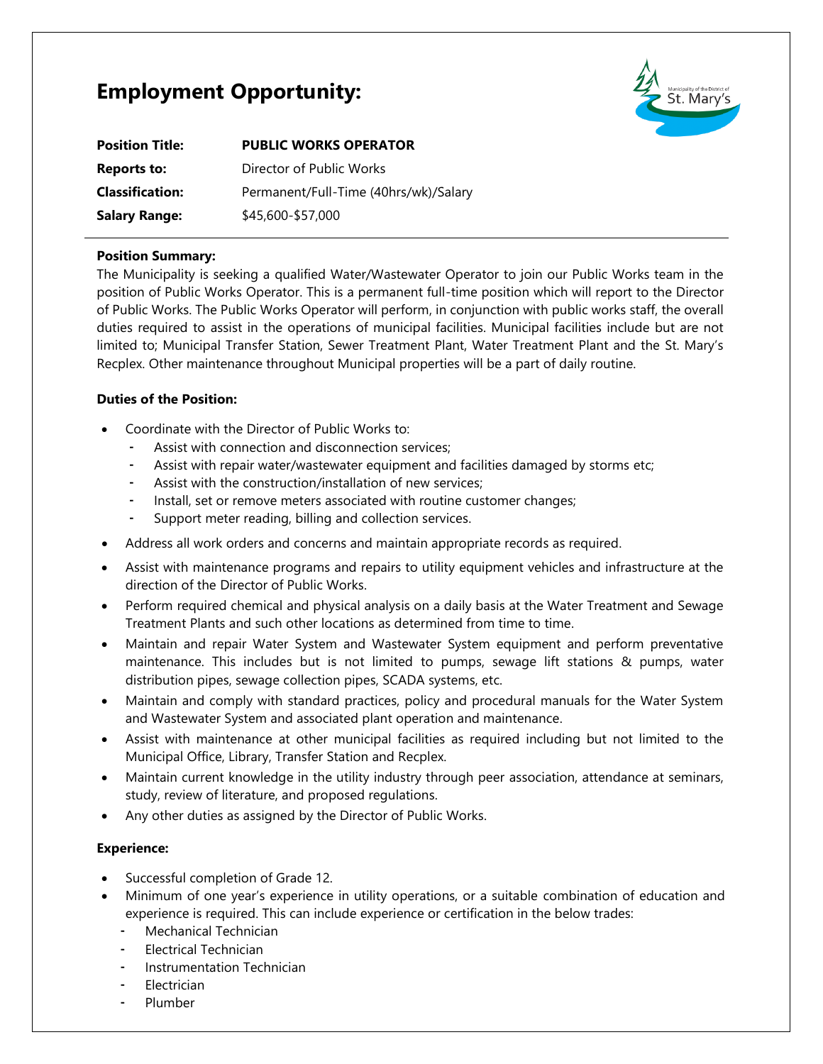# Employment Opportunity:

| | |
|---|---|
| **Position Title:** | **PUBLIC WORKS OPERATOR** |
| **Reports to:** | Director of Public Works |
| **Classification:** | Permanent/Full-Time (40hrs/wk)/Salary |
| **Salary Range:** | $45,600-$57,000 |

**Position Summary:**

The Municipality is seeking a qualified Water/Wastewater Operator to join our Public Works team in the position of Public Works Operator. This is a permanent full-time position which will report to the Director of Public Works. The Public Works Operator will perform, in conjunction with public works staff, the overall duties required to assist in the operations of municipal facilities. Municipal facilities include but are not limited to; Municipal Transfer Station, Sewer Treatment Plant, Water Treatment Plant and the St. Mary's Recplex. Other maintenance throughout Municipal properties will be a part of daily routine.

**Duties of the Position:**

- Coordinate with the Director of Public Works to:
  - Assist with connection and disconnection services;
  - Assist with repair water/wastewater equipment and facilities damaged by storms etc;
  - Assist with the construction/installation of new services;
  - Install, set or remove meters associated with routine customer changes;
  - Support meter reading, billing and collection services.
- Address all work orders and concerns and maintain appropriate records as required.
- Assist with maintenance programs and repairs to utility equipment vehicles and infrastructure at the direction of the Director of Public Works.
- Perform required chemical and physical analysis on a daily basis at the Water Treatment and Sewage Treatment Plants and such other locations as determined from time to time.
- Maintain and repair Water System and Wastewater System equipment and perform preventative maintenance. This includes but is not limited to pumps, sewage lift stations & pumps, water distribution pipes, sewage collection pipes, SCADA systems, etc.
- Maintain and comply with standard practices, policy and procedural manuals for the Water System and Wastewater System and associated plant operation and maintenance.
- Assist with maintenance at other municipal facilities as required including but not limited to the Municipal Office, Library, Transfer Station and Recplex.
- Maintain current knowledge in the utility industry through peer association, attendance at seminars, study, review of literature, and proposed regulations.
- Any other duties as assigned by the Director of Public Works.

**Experience:**

- Successful completion of Grade 12.
- Minimum of one year's experience in utility operations, or a suitable combination of education and experience is required. This can include experience or certification in the below trades:
  - Mechanical Technician
  - Electrical Technician
  - Instrumentation Technician
  - Electrician
  - Plumber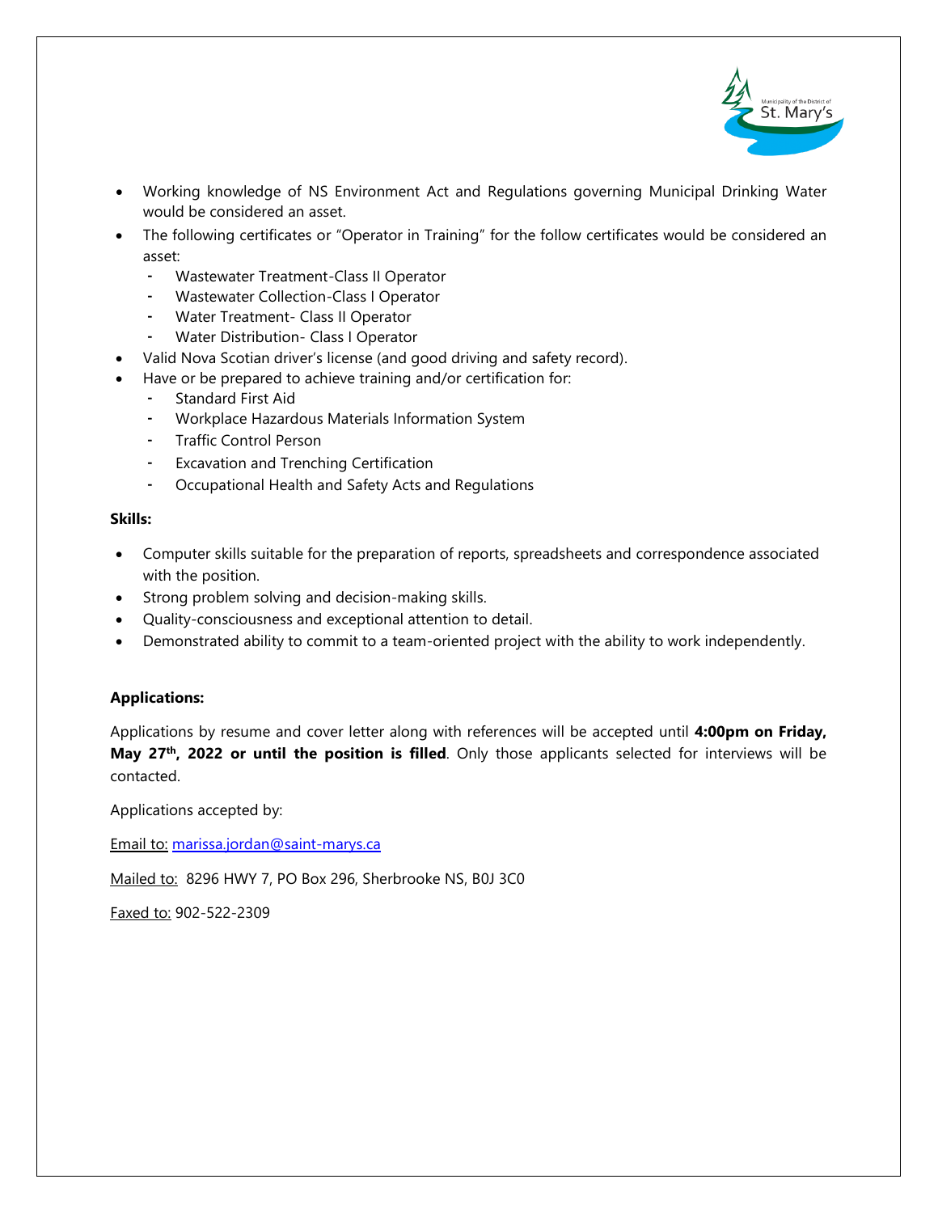- Working knowledge of NS Environment Act and Regulations governing Municipal Drinking Water would be considered an asset.
- The following certificates or "Operator in Training" for the follow certificates would be considered an asset:
  - Wastewater Treatment-Class II Operator
  - Wastewater Collection-Class I Operator
  - Water Treatment- Class II Operator
  - Water Distribution- Class I Operator
- Valid Nova Scotian driver's license (and good driving and safety record).
- Have or be prepared to achieve training and/or certification for:
  - Standard First Aid
  - Workplace Hazardous Materials Information System
  - Traffic Control Person
  - Excavation and Trenching Certification
  - Occupational Health and Safety Acts and Regulations

**Skills:**

- Computer skills suitable for the preparation of reports, spreadsheets and correspondence associated with the position.
- Strong problem solving and decision-making skills.
- Quality-consciousness and exceptional attention to detail.
- Demonstrated ability to commit to a team-oriented project with the ability to work independently.

**Applications:**

Applications by resume and cover letter along with references will be accepted until **4:00pm on Friday, May 27th, 2022 or until the position is filled**. Only those applicants selected for interviews will be contacted.

Applications accepted by:

Email to: marissa.jordan@saint-marys.ca

Mailed to: 8296 HWY 7, PO Box 296, Sherbrooke NS, B0J 3C0

Faxed to: 902-522-2309